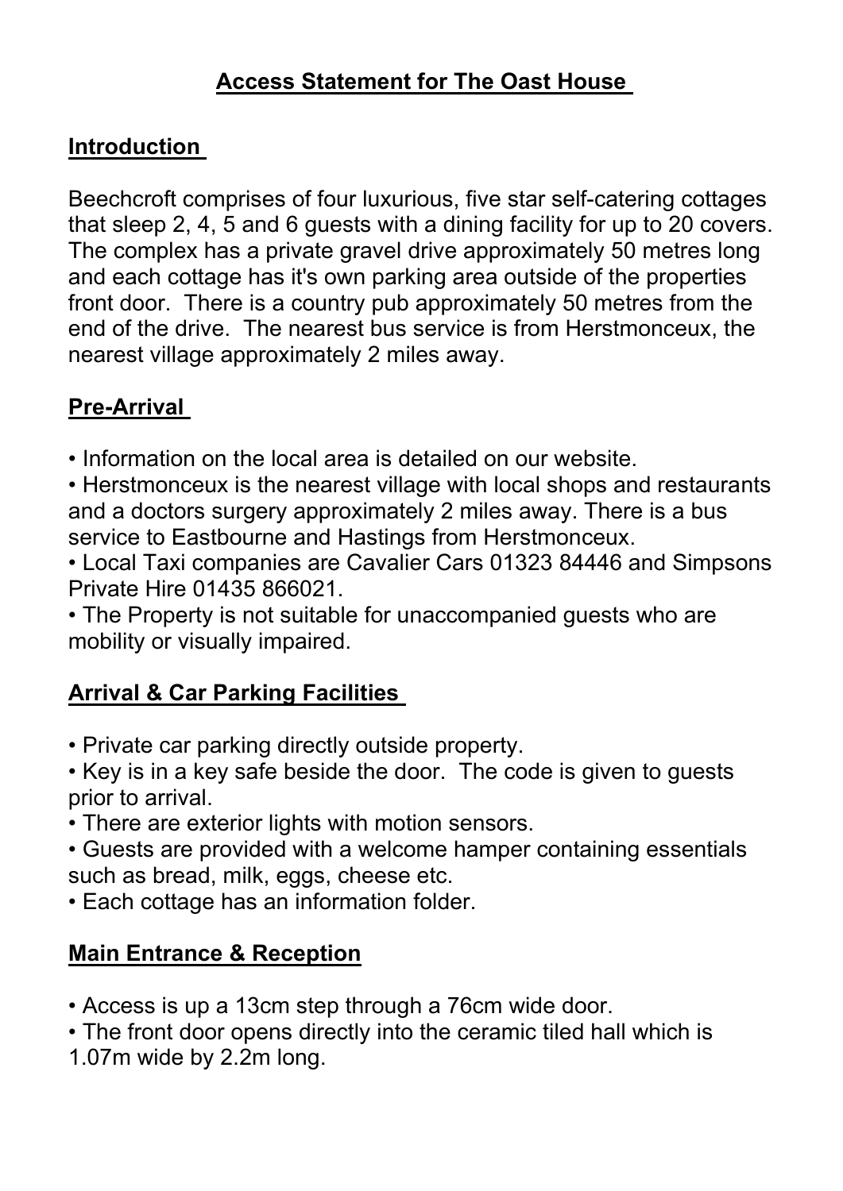# Access Statement for The Oast House

## Introduction

Beechcroft comprises of four luxurious, five star self-catering cottages that sleep 2, 4, 5 and 6 guests with a dining facility for up to 20 covers. The complex has a private gravel drive approximately 50 metres long and each cottage has it's own parking area outside of the properties front door. There is a country pub approximately 50 metres from the end of the drive. The nearest bus service is from Herstmonceux, the nearest village approximately 2 miles away.

## Pre-Arrival

- Information on the local area is detailed on our website.
- Herstmonceux is the nearest village with local shops and restaurants and a doctors surgery approximately 2 miles away. There is a bus service to Eastbourne and Hastings from Herstmonceux.
- Local Taxi companies are Cavalier Cars 01323 84446 and Simpsons Private Hire 01435 866021.
- The Property is not suitable for unaccompanied guests who are mobility or visually impaired.

## Arrival & Car Parking Facilities

- Private car parking directly outside property.
- Key is in a key safe beside the door. The code is given to guests prior to arrival.
- There are exterior lights with motion sensors.
- Guests are provided with a welcome hamper containing essentials such as bread, milk, eggs, cheese etc.
- Each cottage has an information folder.

## Main Entrance & Reception

- Access is up a 13cm step through a 76cm wide door.
- The front door opens directly into the ceramic tiled hall which is 1.07m wide by 2.2m long.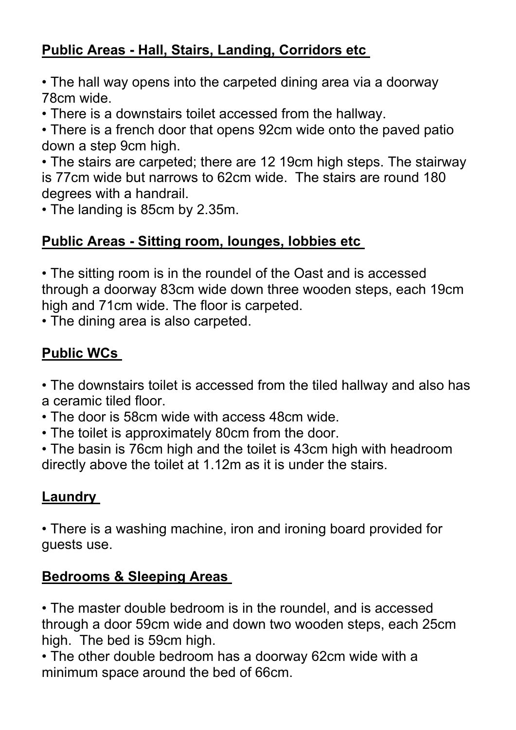## Public Areas - Hall, Stairs, Landing, Corridors etc

- The hall way opens into the carpeted dining area via a doorway 78cm wide.
- There is a downstairs toilet accessed from the hallway.
- There is a french door that opens 92cm wide onto the paved patio down a step 9cm high.
- The stairs are carpeted; there are 12 19cm high steps. The stairway is 77cm wide but narrows to 62cm wide. The stairs are round 180 degrees with a handrail.
- The landing is 85cm by 2.35m.

## Public Areas - Sitting room, lounges, lobbies etc

- The sitting room is in the roundel of the Oast and is accessed through a doorway 83cm wide down three wooden steps, each 19cm high and 71cm wide. The floor is carpeted.
- The dining area is also carpeted.

## Public WCs

- The downstairs toilet is accessed from the tiled hallway and also has a ceramic tiled floor.
- The door is 58cm wide with access 48cm wide.
- The toilet is approximately 80cm from the door.
- The basin is 76cm high and the toilet is 43cm high with headroom directly above the toilet at 1.12m as it is under the stairs.

## Laundry

- There is a washing machine, iron and ironing board provided for guests use.

## Bedrooms & Sleeping Areas

- The master double bedroom is in the roundel, and is accessed through a door 59cm wide and down two wooden steps, each 25cm high. The bed is 59cm high.
- The other double bedroom has a doorway 62cm wide with a minimum space around the bed of 66cm.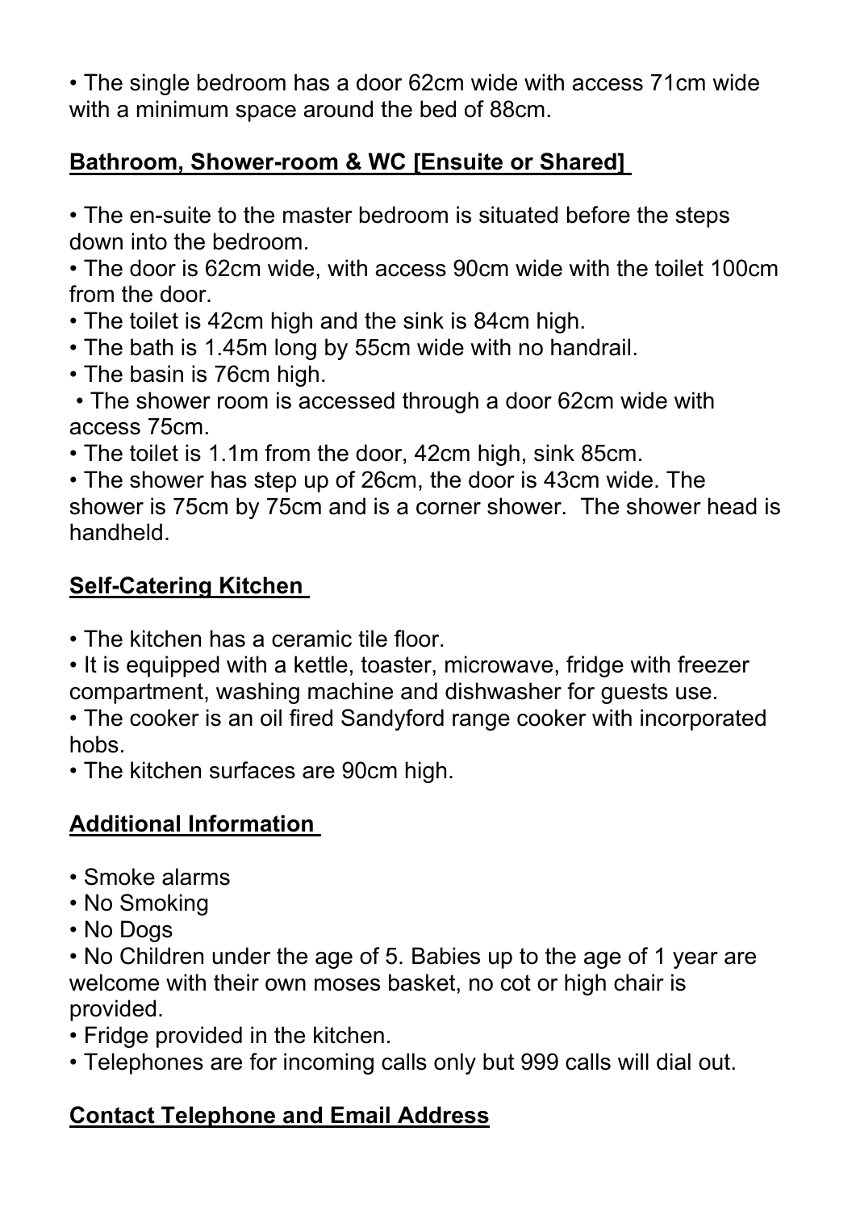- The single bedroom has a door 62cm wide with access 71cm wide with a minimum space around the bed of 88cm.

## Bathroom, Shower-room & WC [Ensuite or Shared]

- The en-suite to the master bedroom is situated before the steps down into the bedroom.
- The door is 62cm wide, with access 90cm wide with the toilet 100cm from the door.
- The toilet is 42cm high and the sink is 84cm high.
- The bath is 1.45m long by 55cm wide with no handrail.
- The basin is 76cm high.
- The shower room is accessed through a door 62cm wide with access 75cm.
- The toilet is 1.1m from the door, 42cm high, sink 85cm.
- The shower has step up of 26cm, the door is 43cm wide. The shower is 75cm by 75cm and is a corner shower. The shower head is handheld.

## Self-Catering Kitchen

- The kitchen has a ceramic tile floor.
- It is equipped with a kettle, toaster, microwave, fridge with freezer compartment, washing machine and dishwasher for guests use.
- The cooker is an oil fired Sandyford range cooker with incorporated hobs.
- The kitchen surfaces are 90cm high.

## Additional Information

- Smoke alarms
- No Smoking
- No Dogs
- No Children under the age of 5. Babies up to the age of 1 year are welcome with their own moses basket, no cot or high chair is provided.
- Fridge provided in the kitchen.
- Telephones are for incoming calls only but 999 calls will dial out.

## Contact Telephone and Email Address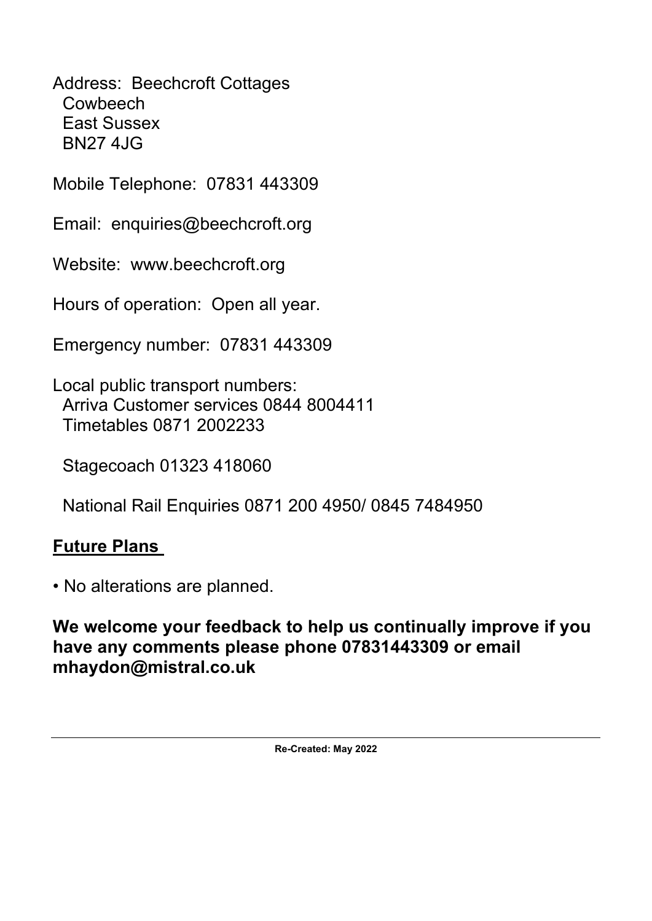Address: Beechcroft Cottages
Cowbeech
East Sussex
BN27 4JG

Mobile Telephone: 07831 443309

Email: enquiries@beechcroft.org

Website: www.beechcroft.org

Hours of operation: Open all year.

Emergency number: 07831 443309

Local public transport numbers:
Arriva Customer services 0844 8004411
Timetables 0871 2002233

Stagecoach 01323 418060

National Rail Enquiries 0871 200 4950/ 0845 7484950

## Future Plans

- No alterations are planned.

**We welcome your feedback to help us continually improve if you have any comments please phone 07831443309 or email mhaydon@mistral.co.uk**

**Re-Created: May 2022**